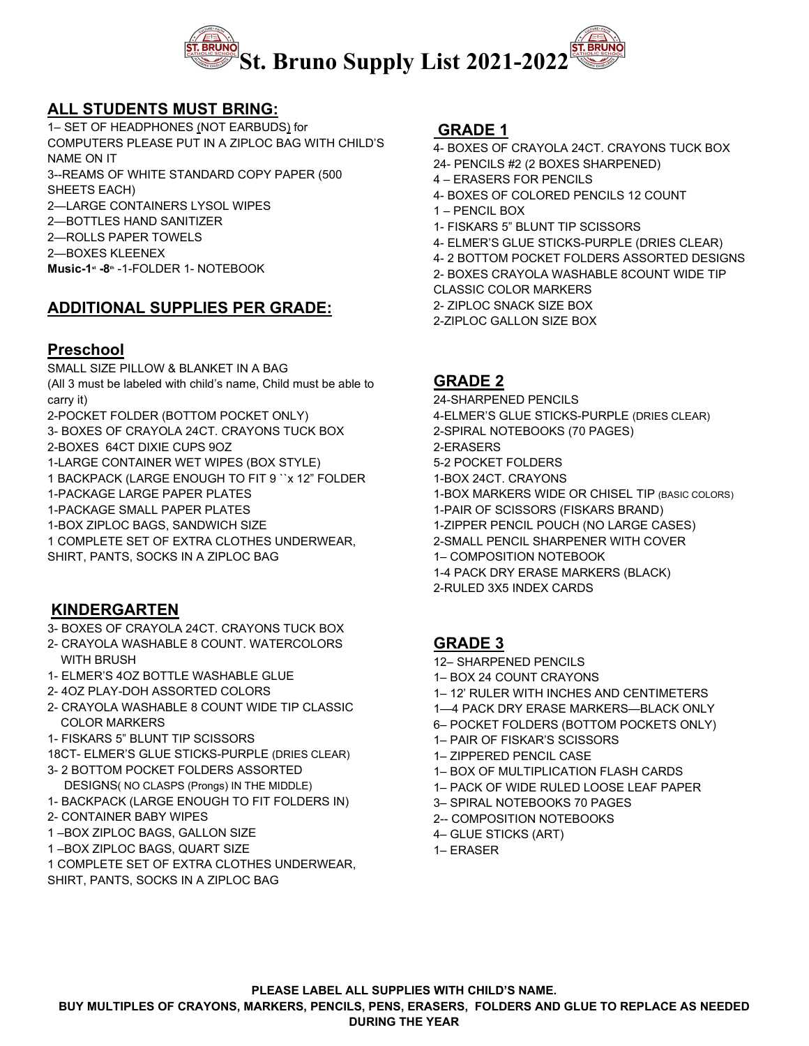# St. Bruno Supply List 2021-2022

## ALL STUDENTS MUST BRING:

1– SET OF HEADPHONES (NOT EARBUDS) for COMPUTERS PLEASE PUT IN A ZIPLOC BAG WITH CHILD'S NAME ON IT
3--REAMS OF WHITE STANDARD COPY PAPER (500 SHEETS EACH)
2—LARGE CONTAINERS LYSOL WIPES
2—BOTTLES HAND SANITIZER
2—ROLLS PAPER TOWELS
2—BOXES KLEENEX
**Music-1st -8th** -1-FOLDER 1- NOTEBOOK

## ADDITIONAL SUPPLIES PER GRADE:

### Preschool

SMALL SIZE PILLOW & BLANKET IN A BAG
(All 3 must be labeled with child's name, Child must be able to carry it)
2-POCKET FOLDER (BOTTOM POCKET ONLY)
3- BOXES OF CRAYOLA 24CT. CRAYONS TUCK BOX
2-BOXES 64CT DIXIE CUPS 9OZ
1-LARGE CONTAINER WET WIPES (BOX STYLE)
1 BACKPACK (LARGE ENOUGH TO FIT 9 ``x 12" FOLDER
1-PACKAGE LARGE PAPER PLATES
1-PACKAGE SMALL PAPER PLATES
1-BOX ZIPLOC BAGS, SANDWICH SIZE
1 COMPLETE SET OF EXTRA CLOTHES UNDERWEAR, SHIRT, PANTS, SOCKS IN A ZIPLOC BAG

### KINDERGARTEN

3- BOXES OF CRAYOLA 24CT. CRAYONS TUCK BOX
2- CRAYOLA WASHABLE 8 COUNT. WATERCOLORS WITH BRUSH
1- ELMER'S 4OZ BOTTLE WASHABLE GLUE
2- 4OZ PLAY-DOH ASSORTED COLORS
2- CRAYOLA WASHABLE 8 COUNT WIDE TIP CLASSIC COLOR MARKERS
1- FISKARS 5" BLUNT TIP SCISSORS
18CT- ELMER'S GLUE STICKS-PURPLE (DRIES CLEAR)
3- 2 BOTTOM POCKET FOLDERS ASSORTED DESIGNS( NO CLASPS (Prongs) IN THE MIDDLE)
1- BACKPACK (LARGE ENOUGH TO FIT FOLDERS IN)
2- CONTAINER BABY WIPES
1 –BOX ZIPLOC BAGS, GALLON SIZE
1 –BOX ZIPLOC BAGS, QUART SIZE
1 COMPLETE SET OF EXTRA CLOTHES UNDERWEAR, SHIRT, PANTS, SOCKS IN A ZIPLOC BAG

### GRADE 1

4- BOXES OF CRAYOLA 24CT. CRAYONS TUCK BOX
24- PENCILS #2 (2 BOXES SHARPENED)
4 – ERASERS FOR PENCILS
4- BOXES OF COLORED PENCILS 12 COUNT
1 – PENCIL BOX
1- FISKARS 5" BLUNT TIP SCISSORS
4- ELMER'S GLUE STICKS-PURPLE (DRIES CLEAR)
4- 2 BOTTOM POCKET FOLDERS ASSORTED DESIGNS
2- BOXES CRAYOLA WASHABLE 8COUNT WIDE TIP CLASSIC COLOR MARKERS
2- ZIPLOC SNACK SIZE BOX
2-ZIPLOC GALLON SIZE BOX

### GRADE 2

24-SHARPENED PENCILS
4-ELMER'S GLUE STICKS-PURPLE (DRIES CLEAR)
2-SPIRAL NOTEBOOKS (70 PAGES)
2-ERASERS
5-2 POCKET FOLDERS
1-BOX 24CT. CRAYONS
1-BOX MARKERS WIDE OR CHISEL TIP (BASIC COLORS)
1-PAIR OF SCISSORS (FISKARS BRAND)
1-ZIPPER PENCIL POUCH (NO LARGE CASES)
2-SMALL PENCIL SHARPENER WITH COVER
1– COMPOSITION NOTEBOOK
1-4 PACK DRY ERASE MARKERS (BLACK)
2-RULED 3X5 INDEX CARDS

### GRADE 3

12– SHARPENED PENCILS
1– BOX 24 COUNT CRAYONS
1– 12' RULER WITH INCHES AND CENTIMETERS
1—4 PACK DRY ERASE MARKERS—BLACK ONLY
6– POCKET FOLDERS (BOTTOM POCKETS ONLY)
1– PAIR OF FISKAR'S SCISSORS
1– ZIPPERED PENCIL CASE
1– BOX OF MULTIPLICATION FLASH CARDS
1– PACK OF WIDE RULED LOOSE LEAF PAPER
3– SPIRAL NOTEBOOKS 70 PAGES
2-- COMPOSITION NOTEBOOKS
4– GLUE STICKS (ART)
1– ERASER

**PLEASE LABEL ALL SUPPLIES WITH CHILD'S NAME.**
**BUY MULTIPLES OF CRAYONS, MARKERS, PENCILS, PENS, ERASERS, FOLDERS AND GLUE TO REPLACE AS NEEDED DURING THE YEAR**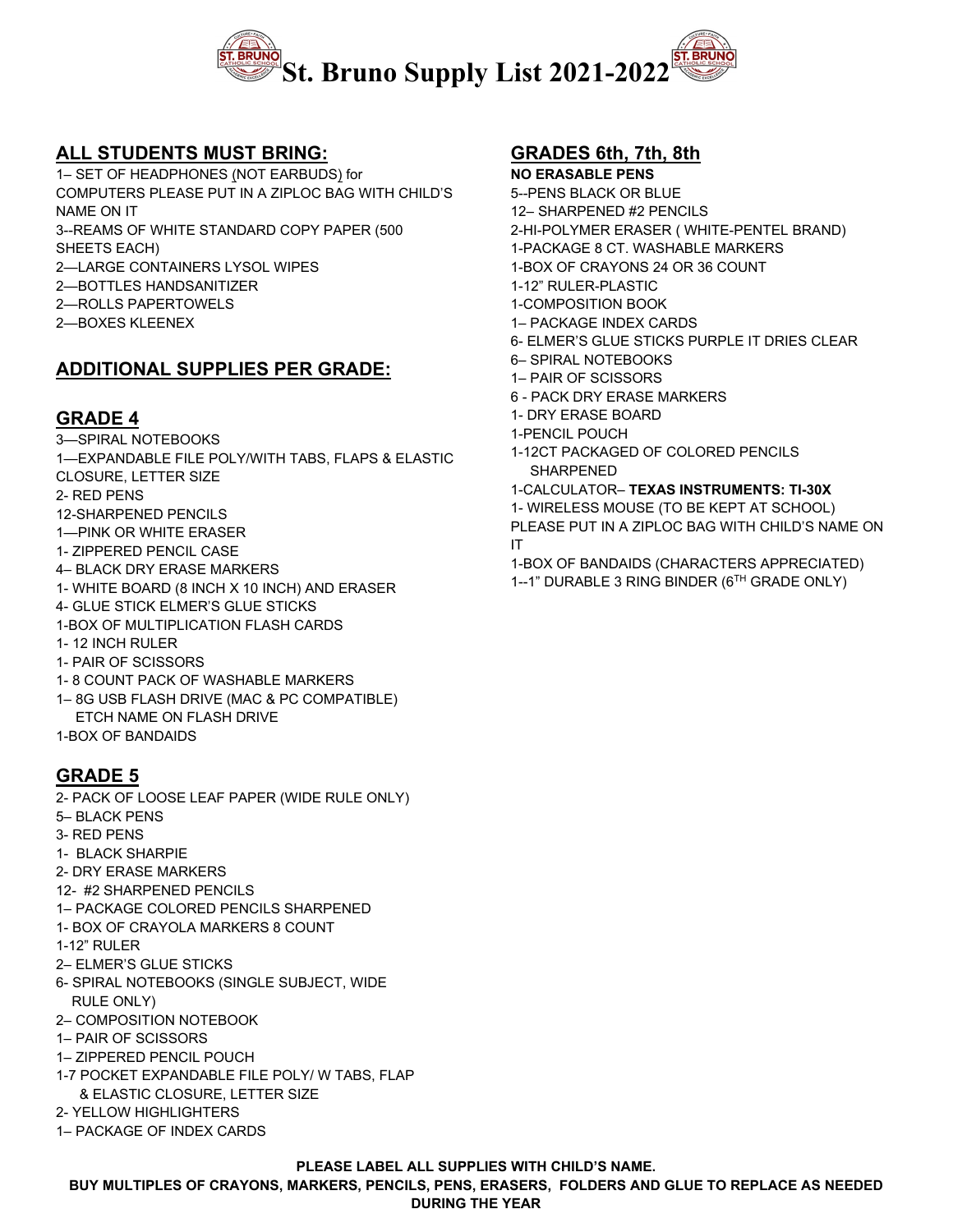# St. Bruno Supply List 2021-2022

## ALL STUDENTS MUST BRING:

1– SET OF HEADPHONES (NOT EARBUDS) for COMPUTERS PLEASE PUT IN A ZIPLOC BAG WITH CHILD'S NAME ON IT
3--REAMS OF WHITE STANDARD COPY PAPER (500 SHEETS EACH)
2—LARGE CONTAINERS LYSOL WIPES
2—BOTTLES HANDSANITIZER
2—ROLLS PAPERTOWELS
2—BOXES KLEENEX

## ADDITIONAL SUPPLIES PER GRADE:

## GRADE 4

3—SPIRAL NOTEBOOKS
1—EXPANDABLE FILE POLY/WITH TABS, FLAPS & ELASTIC CLOSURE, LETTER SIZE
2- RED PENS
12-SHARPENED PENCILS
1—PINK OR WHITE ERASER
1- ZIPPERED PENCIL CASE
4– BLACK DRY ERASE MARKERS
1- WHITE BOARD (8 INCH X 10 INCH) AND ERASER
4- GLUE STICK ELMER'S GLUE STICKS
1-BOX OF MULTIPLICATION FLASH CARDS
1- 12 INCH RULER
1- PAIR OF SCISSORS
1- 8 COUNT PACK OF WASHABLE MARKERS
1– 8G USB FLASH DRIVE (MAC & PC COMPATIBLE) ETCH NAME ON FLASH DRIVE
1-BOX OF BANDAIDS

## GRADE 5

2- PACK OF LOOSE LEAF PAPER (WIDE RULE ONLY)
5– BLACK PENS
3- RED PENS
1- BLACK SHARPIE
2- DRY ERASE MARKERS
12- #2 SHARPENED PENCILS
1– PACKAGE COLORED PENCILS SHARPENED
1- BOX OF CRAYOLA MARKERS 8 COUNT
1-12" RULER
2– ELMER'S GLUE STICKS
6- SPIRAL NOTEBOOKS (SINGLE SUBJECT, WIDE RULE ONLY)
2– COMPOSITION NOTEBOOK
1– PAIR OF SCISSORS
1– ZIPPERED PENCIL POUCH
1-7 POCKET EXPANDABLE FILE POLY/ W TABS, FLAP & ELASTIC CLOSURE, LETTER SIZE
2- YELLOW HIGHLIGHTERS
1– PACKAGE OF INDEX CARDS

## GRADES 6th, 7th, 8th

**NO ERASABLE PENS**

5--PENS BLACK OR BLUE
12– SHARPENED #2 PENCILS
2-HI-POLYMER ERASER ( WHITE-PENTEL BRAND)
1-PACKAGE 8 CT. WASHABLE MARKERS
1-BOX OF CRAYONS 24 OR 36 COUNT
1-12" RULER-PLASTIC
1-COMPOSITION BOOK
1– PACKAGE INDEX CARDS
6- ELMER'S GLUE STICKS PURPLE IT DRIES CLEAR
6– SPIRAL NOTEBOOKS
1– PAIR OF SCISSORS
6 - PACK DRY ERASE MARKERS
1- DRY ERASE BOARD
1-PENCIL POUCH
1-12CT PACKAGED OF COLORED PENCILS SHARPENED
1-CALCULATOR– **TEXAS INSTRUMENTS: TI-30X**
1- WIRELESS MOUSE (TO BE KEPT AT SCHOOL) PLEASE PUT IN A ZIPLOC BAG WITH CHILD'S NAME ON IT
1-BOX OF BANDAIDS (CHARACTERS APPRECIATED)
1--1" DURABLE 3 RING BINDER (6TH GRADE ONLY)

**PLEASE LABEL ALL SUPPLIES WITH CHILD'S NAME.**

**BUY MULTIPLES OF CRAYONS, MARKERS, PENCILS, PENS, ERASERS, FOLDERS AND GLUE TO REPLACE AS NEEDED DURING THE YEAR**